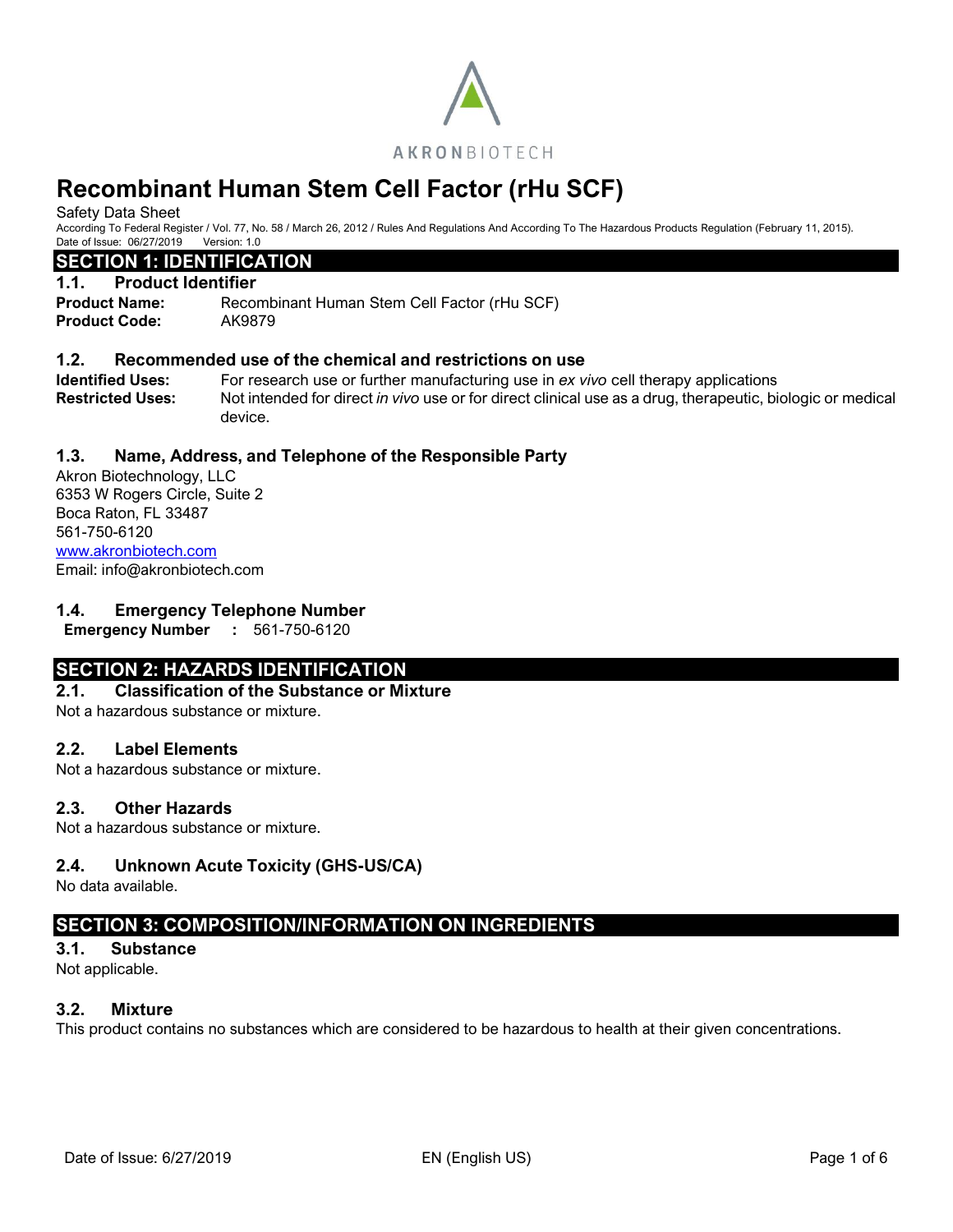AKRONBIOTECH

# Recombinant Human Stem Cell Factor (rHu SCF)

Safety Data Sheet

According To Federal Register / Vol. 77, No. 58 / March 26, 2012 / Rules And Regulations And According To The Hazardous Products Regulation (February 11, 2015).

Date of Issue: 06/27/2019 Version: 1.0

## SECTION 1: IDENTIFICATION

### 1.1. Product Identifier

**Product Name:** Recombinant Human Stem Cell Factor (rHu SCF)

**Product Code:** AK9879

### 1.2. Recommended use of the chemical and restrictions on use

**Identified Uses:** For research use or further manufacturing use in *ex vivo* cell therapy applications

**Restricted Uses:** Not intended for direct *in vivo* use or for direct clinical use as a drug, therapeutic, biologic or medical device.

### 1.3. Name, Address, and Telephone of the Responsible Party

Akron Biotechnology, LLC
6353 W Rogers Circle, Suite 2
Boca Raton, FL 33487
561-750-6120
www.akronbiotech.com
Email: info@akronbiotech.com

### 1.4. Emergency Telephone Number

**Emergency Number** : 561-750-6120

## SECTION 2: HAZARDS IDENTIFICATION

### 2.1. Classification of the Substance or Mixture

Not a hazardous substance or mixture.

### 2.2. Label Elements

Not a hazardous substance or mixture.

### 2.3. Other Hazards

Not a hazardous substance or mixture.

### 2.4. Unknown Acute Toxicity (GHS-US/CA)

No data available.

## SECTION 3: COMPOSITION/INFORMATION ON INGREDIENTS

### 3.1. Substance

Not applicable.

### 3.2. Mixture

This product contains no substances which are considered to be hazardous to health at their given concentrations.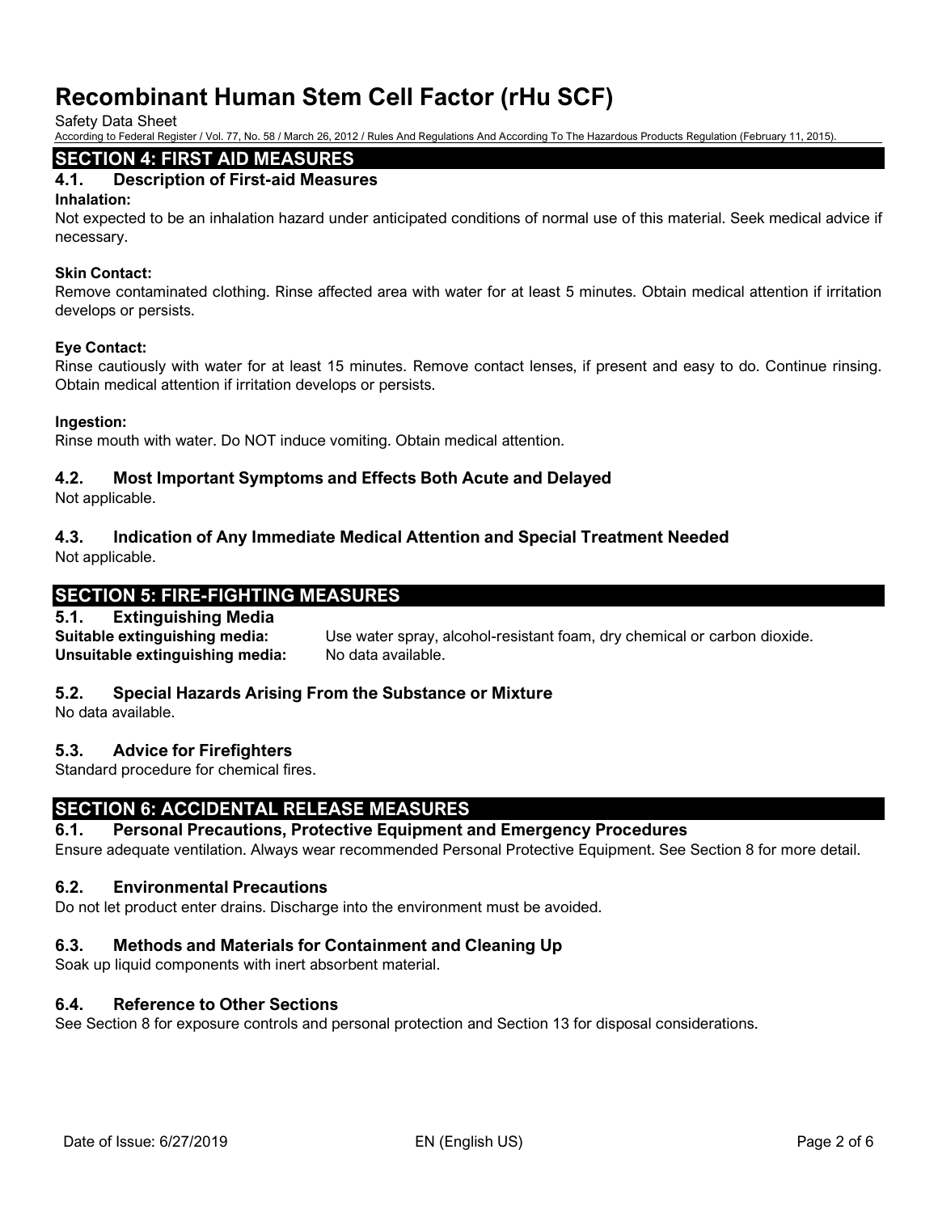## SECTION 4: FIRST AID MEASURES

### 4.1. Description of First-aid Measures

**Inhalation:**
Not expected to be an inhalation hazard under anticipated conditions of normal use of this material. Seek medical advice if necessary.

**Skin Contact:**
Remove contaminated clothing. Rinse affected area with water for at least 5 minutes. Obtain medical attention if irritation develops or persists.

**Eye Contact:**
Rinse cautiously with water for at least 15 minutes. Remove contact lenses, if present and easy to do. Continue rinsing. Obtain medical attention if irritation develops or persists.

**Ingestion:**
Rinse mouth with water. Do NOT induce vomiting. Obtain medical attention.

### 4.2. Most Important Symptoms and Effects Both Acute and Delayed

Not applicable.

### 4.3. Indication of Any Immediate Medical Attention and Special Treatment Needed

Not applicable.

## SECTION 5: FIRE-FIGHTING MEASURES

### 5.1. Extinguishing Media

**Suitable extinguishing media:** Use water spray, alcohol-resistant foam, dry chemical or carbon dioxide.
**Unsuitable extinguishing media:** No data available.

### 5.2. Special Hazards Arising From the Substance or Mixture

No data available.

### 5.3. Advice for Firefighters

Standard procedure for chemical fires.

## SECTION 6: ACCIDENTAL RELEASE MEASURES

### 6.1. Personal Precautions, Protective Equipment and Emergency Procedures

Ensure adequate ventilation. Always wear recommended Personal Protective Equipment. See Section 8 for more detail.

### 6.2. Environmental Precautions

Do not let product enter drains. Discharge into the environment must be avoided.

### 6.3. Methods and Materials for Containment and Cleaning Up

Soak up liquid components with inert absorbent material.

### 6.4. Reference to Other Sections

See Section 8 for exposure controls and personal protection and Section 13 for disposal considerations.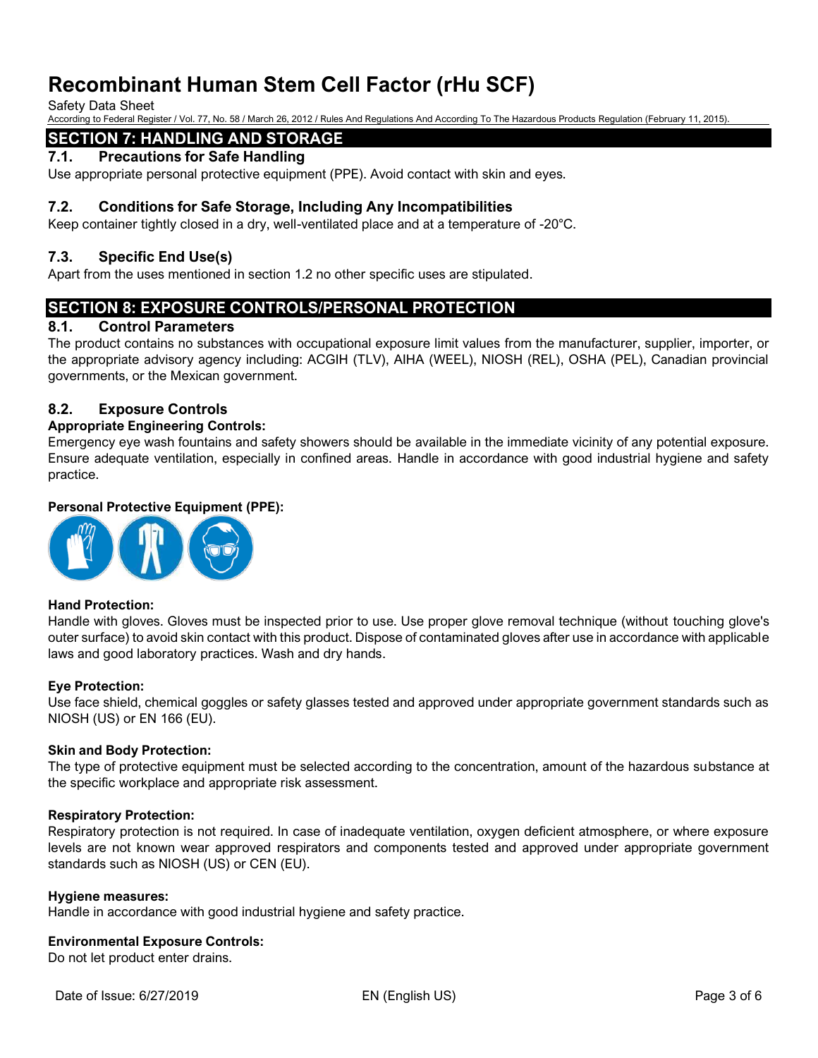## SECTION 7: HANDLING AND STORAGE

### 7.1. Precautions for Safe Handling

Use appropriate personal protective equipment (PPE). Avoid contact with skin and eyes.

### 7.2. Conditions for Safe Storage, Including Any Incompatibilities

Keep container tightly closed in a dry, well-ventilated place and at a temperature of -20°C.

### 7.3. Specific End Use(s)

Apart from the uses mentioned in section 1.2 no other specific uses are stipulated.

## SECTION 8: EXPOSURE CONTROLS/PERSONAL PROTECTION

### 8.1. Control Parameters

The product contains no substances with occupational exposure limit values from the manufacturer, supplier, importer, or the appropriate advisory agency including: ACGIH (TLV), AIHA (WEEL), NIOSH (REL), OSHA (PEL), Canadian provincial governments, or the Mexican government.

### 8.2. Exposure Controls

**Appropriate Engineering Controls:**

Emergency eye wash fountains and safety showers should be available in the immediate vicinity of any potential exposure. Ensure adequate ventilation, especially in confined areas. Handle in accordance with good industrial hygiene and safety practice.

**Personal Protective Equipment (PPE):**

**Hand Protection:**

Handle with gloves. Gloves must be inspected prior to use. Use proper glove removal technique (without touching glove's outer surface) to avoid skin contact with this product. Dispose of contaminated gloves after use in accordance with applicable laws and good laboratory practices. Wash and dry hands.

**Eye Protection:**

Use face shield, chemical goggles or safety glasses tested and approved under appropriate government standards such as NIOSH (US) or EN 166 (EU).

**Skin and Body Protection:**

The type of protective equipment must be selected according to the concentration, amount of the hazardous substance at the specific workplace and appropriate risk assessment.

**Respiratory Protection:**

Respiratory protection is not required. In case of inadequate ventilation, oxygen deficient atmosphere, or where exposure levels are not known wear approved respirators and components tested and approved under appropriate government standards such as NIOSH (US) or CEN (EU).

**Hygiene measures:**

Handle in accordance with good industrial hygiene and safety practice.

**Environmental Exposure Controls:**

Do not let product enter drains.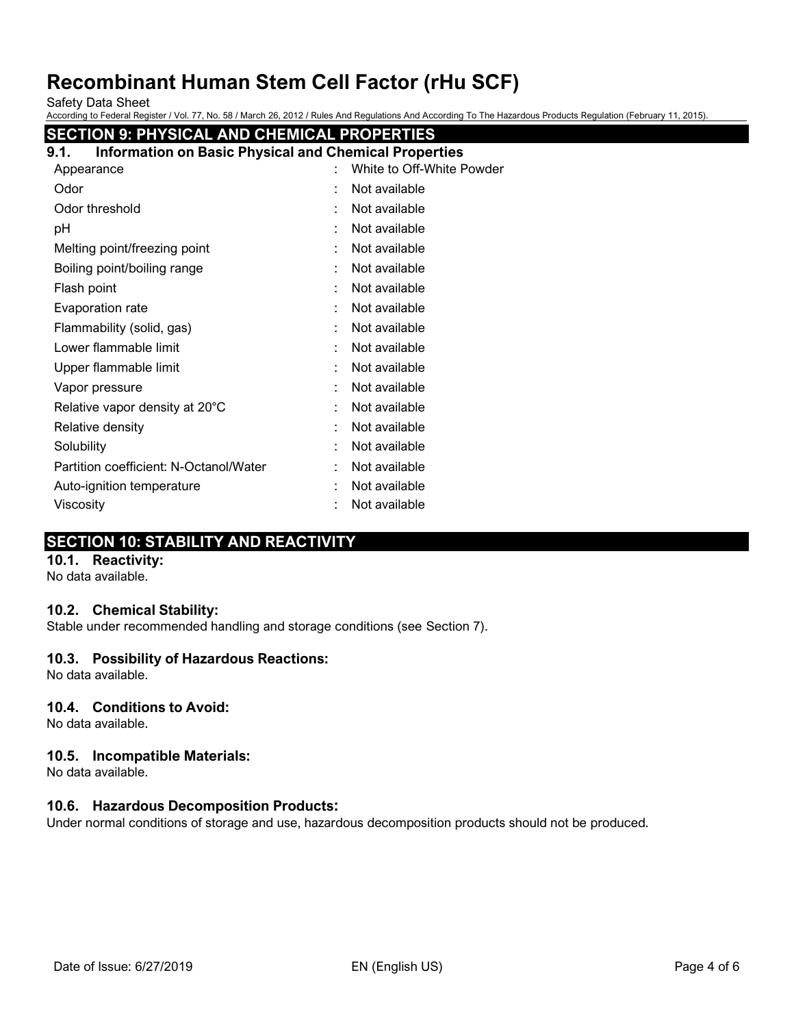## SECTION 9: PHYSICAL AND CHEMICAL PROPERTIES

### 9.1. Information on Basic Physical and Chemical Properties

| Property | | Value |
|---|---|---|
| Appearance | : | White to Off-White Powder |
| Odor | : | Not available |
| Odor threshold | : | Not available |
| pH | : | Not available |
| Melting point/freezing point | : | Not available |
| Boiling point/boiling range | : | Not available |
| Flash point | : | Not available |
| Evaporation rate | : | Not available |
| Flammability (solid, gas) | : | Not available |
| Lower flammable limit | : | Not available |
| Upper flammable limit | : | Not available |
| Vapor pressure | : | Not available |
| Relative vapor density at 20°C | : | Not available |
| Relative density | : | Not available |
| Solubility | : | Not available |
| Partition coefficient: N-Octanol/Water | : | Not available |
| Auto-ignition temperature | : | Not available |
| Viscosity | : | Not available |

## SECTION 10: STABILITY AND REACTIVITY

### 10.1. Reactivity:

No data available.

### 10.2. Chemical Stability:

Stable under recommended handling and storage conditions (see Section 7).

### 10.3. Possibility of Hazardous Reactions:

No data available.

### 10.4. Conditions to Avoid:

No data available.

### 10.5. Incompatible Materials:

No data available.

### 10.6. Hazardous Decomposition Products:

Under normal conditions of storage and use, hazardous decomposition products should not be produced.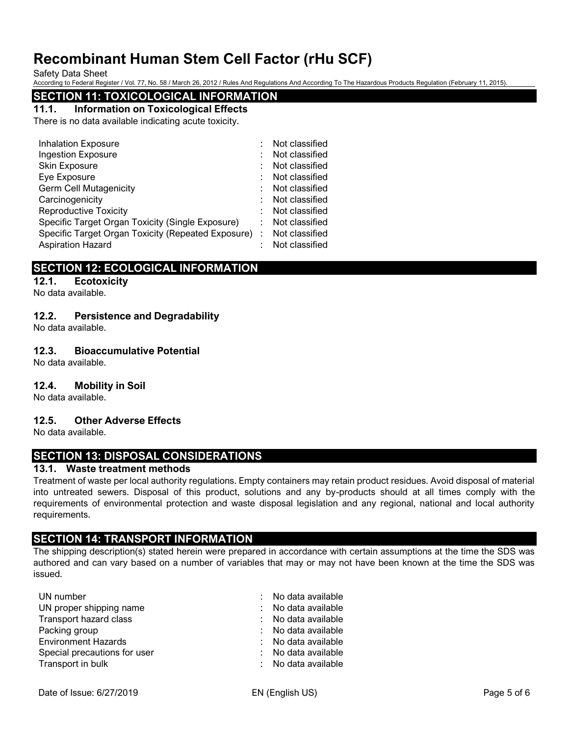## SECTION 11: TOXICOLOGICAL INFORMATION

### 11.1. Information on Toxicological Effects

There is no data available indicating acute toxicity.

| | |
|---|---|
| Inhalation Exposure | : Not classified |
| Ingestion Exposure | : Not classified |
| Skin Exposure | : Not classified |
| Eye Exposure | : Not classified |
| Germ Cell Mutagenicity | : Not classified |
| Carcinogenicity | : Not classified |
| Reproductive Toxicity | : Not classified |
| Specific Target Organ Toxicity (Single Exposure) | : Not classified |
| Specific Target Organ Toxicity (Repeated Exposure) | : Not classified |
| Aspiration Hazard | : Not classified |

## SECTION 12: ECOLOGICAL INFORMATION

### 12.1. Ecotoxicity

No data available.

### 12.2. Persistence and Degradability

No data available.

### 12.3. Bioaccumulative Potential

No data available.

### 12.4. Mobility in Soil

No data available.

### 12.5. Other Adverse Effects

No data available.

## SECTION 13: DISPOSAL CONSIDERATIONS

### 13.1. Waste treatment methods

Treatment of waste per local authority regulations. Empty containers may retain product residues. Avoid disposal of material into untreated sewers. Disposal of this product, solutions and any by-products should at all times comply with the requirements of environmental protection and waste disposal legislation and any regional, national and local authority requirements.

## SECTION 14: TRANSPORT INFORMATION

The shipping description(s) stated herein were prepared in accordance with certain assumptions at the time the SDS was authored and can vary based on a number of variables that may or may not have been known at the time the SDS was issued.

| | |
|---|---|
| UN number | : No data available |
| UN proper shipping name | : No data available |
| Transport hazard class | : No data available |
| Packing group | : No data available |
| Environment Hazards | : No data available |
| Special precautions for user | : No data available |
| Transport in bulk | : No data available |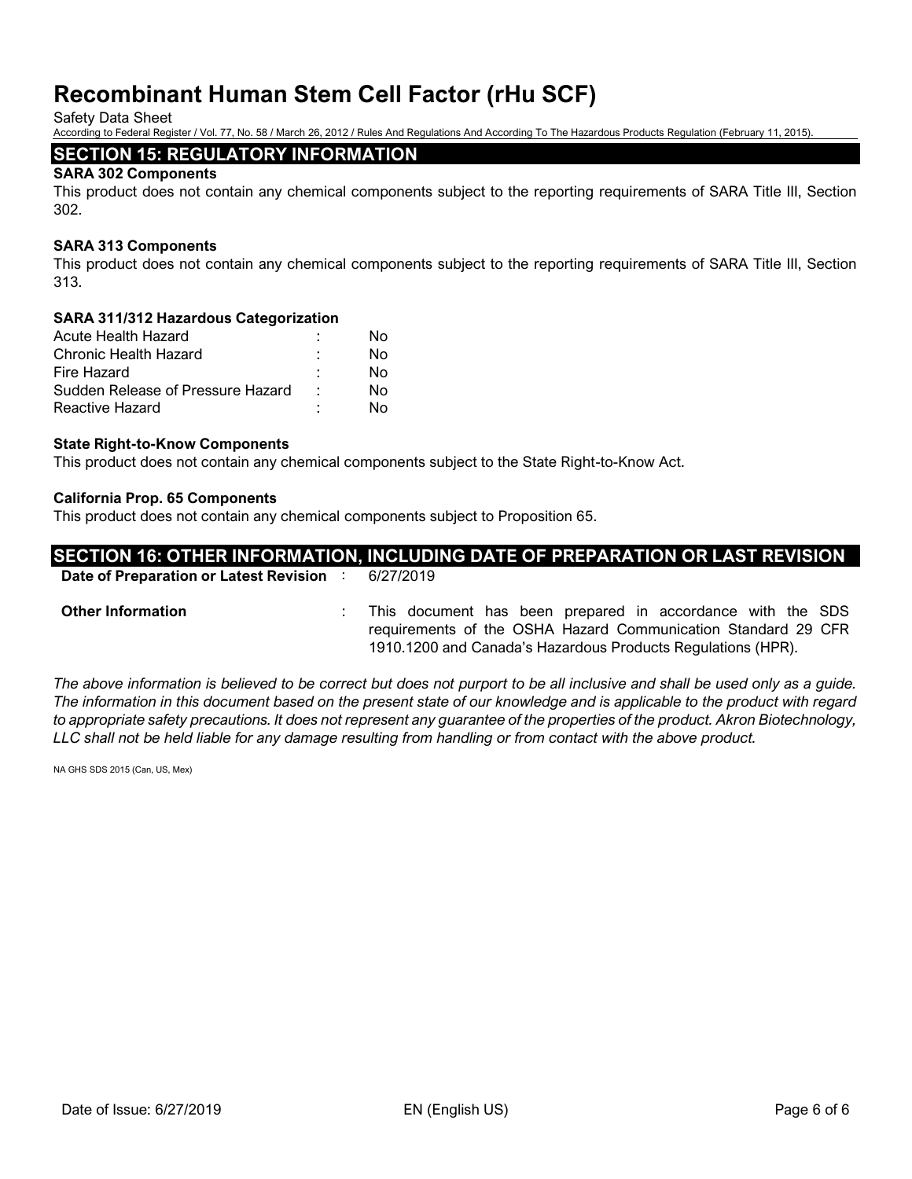## SECTION 15: REGULATORY INFORMATION

**SARA 302 Components**

This product does not contain any chemical components subject to the reporting requirements of SARA Title III, Section 302.

**SARA 313 Components**

This product does not contain any chemical components subject to the reporting requirements of SARA Title III, Section 313.

**SARA 311/312 Hazardous Categorization**

| | | |
|---|---|---|
| Acute Health Hazard | : | No |
| Chronic Health Hazard | : | No |
| Fire Hazard | : | No |
| Sudden Release of Pressure Hazard | : | No |
| Reactive Hazard | : | No |

**State Right-to-Know Components**

This product does not contain any chemical components subject to the State Right-to-Know Act.

**California Prop. 65 Components**

This product does not contain any chemical components subject to Proposition 65.

## SECTION 16: OTHER INFORMATION, INCLUDING DATE OF PREPARATION OR LAST REVISION

| | | |
|---|---|---|
| **Date of Preparation or Latest Revision** | : | 6/27/2019 |
| **Other Information** | : | This document has been prepared in accordance with the SDS requirements of the OSHA Hazard Communication Standard 29 CFR 1910.1200 and Canada's Hazardous Products Regulations (HPR). |

*The above information is believed to be correct but does not purport to be all inclusive and shall be used only as a guide. The information in this document based on the present state of our knowledge and is applicable to the product with regard to appropriate safety precautions. It does not represent any guarantee of the properties of the product. Akron Biotechnology, LLC shall not be held liable for any damage resulting from handling or from contact with the above product.*

NA GHS SDS 2015 (Can, US, Mex)